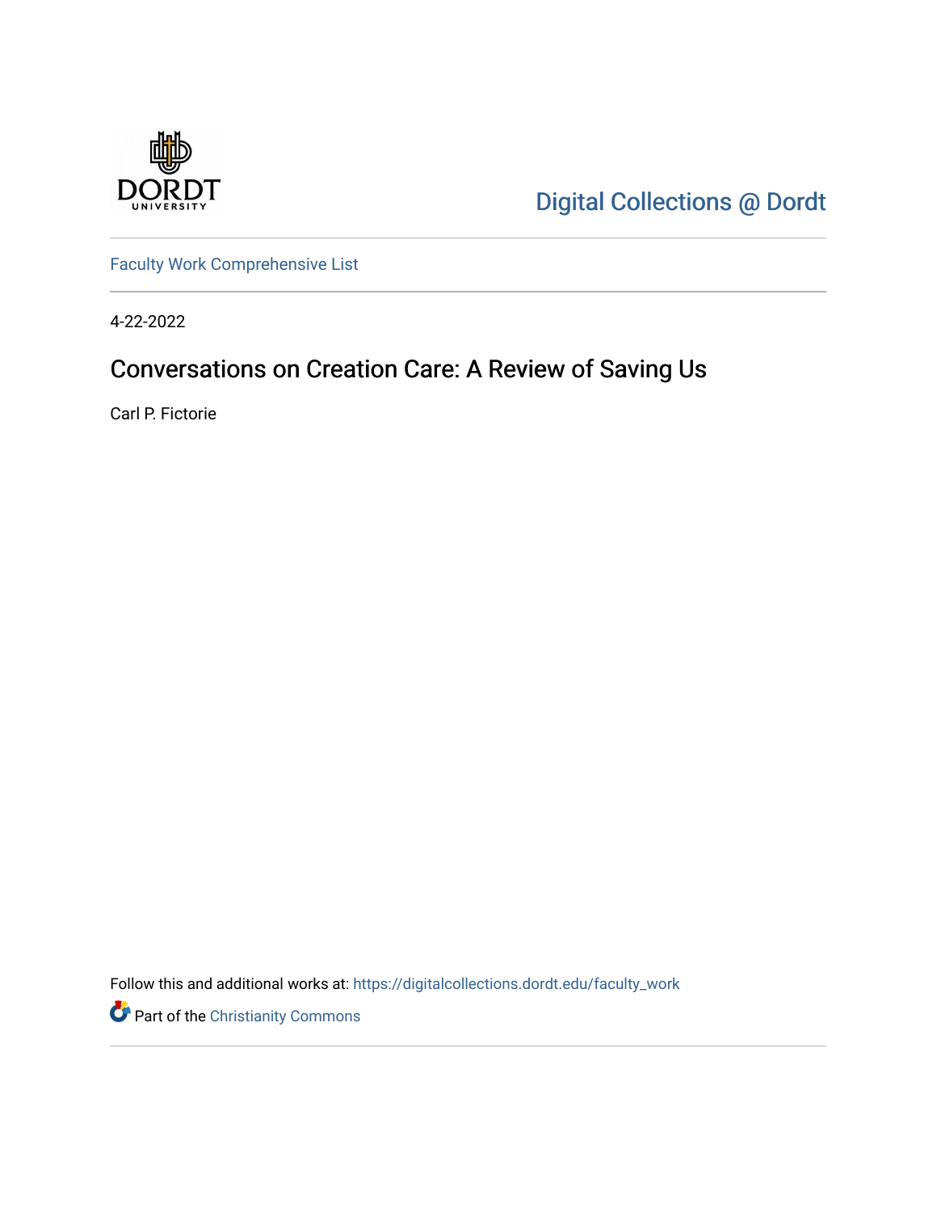Digital Collections @ Dordt

Faculty Work Comprehensive List

4-22-2022

# Conversations on Creation Care: A Review of Saving Us

Carl P. Fictorie

Follow this and additional works at: https://digitalcollections.dordt.edu/faculty_work

Part of the Christianity Commons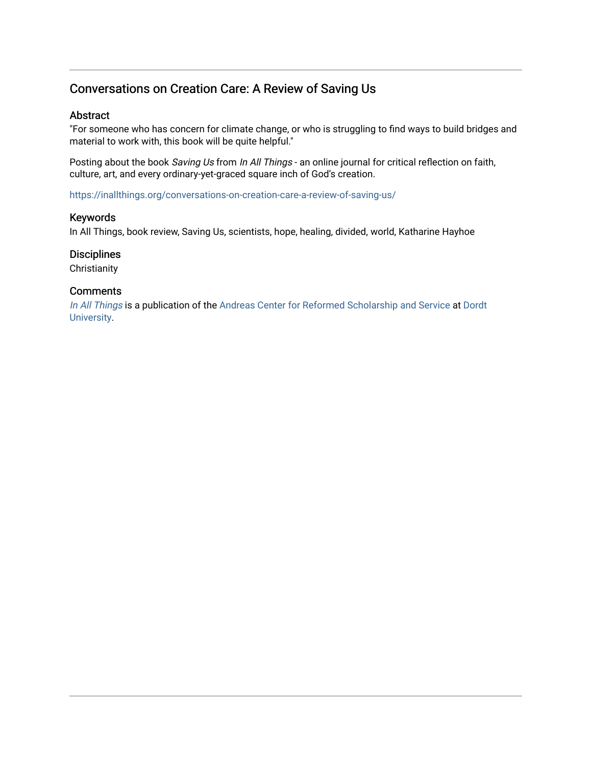## Conversations on Creation Care: A Review of Saving Us

### Abstract

"For someone who has concern for climate change, or who is struggling to find ways to build bridges and material to work with, this book will be quite helpful."

Posting about the book *Saving Us* from *In All Things* - an online journal for critical reflection on faith, culture, art, and every ordinary-yet-graced square inch of God's creation.

https://inallthings.org/conversations-on-creation-care-a-review-of-saving-us/

### Keywords

In All Things, book review, Saving Us, scientists, hope, healing, divided, world, Katharine Hayhoe

### Disciplines

Christianity

### Comments

*In All Things* is a publication of the Andreas Center for Reformed Scholarship and Service at Dordt University.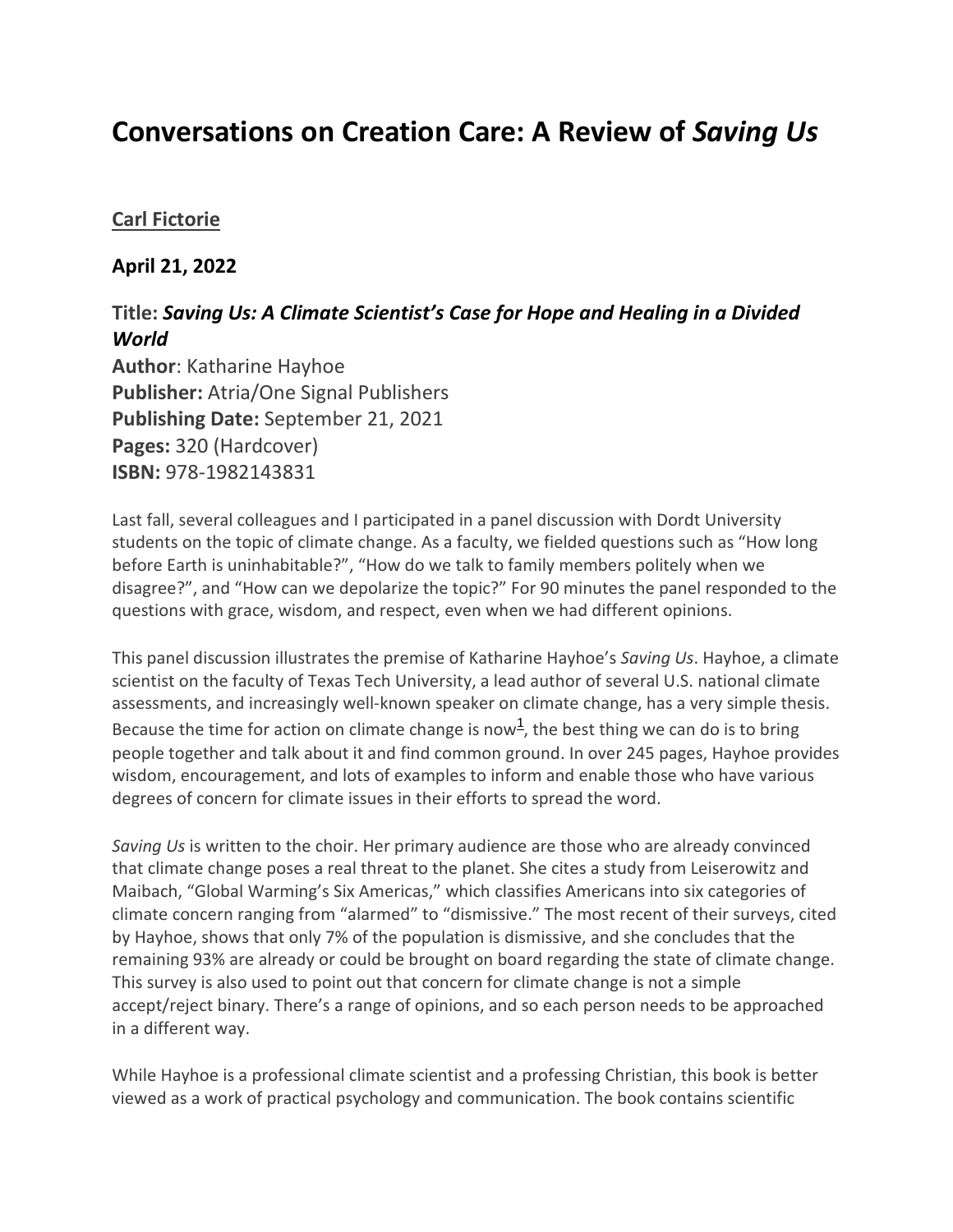# Conversations on Creation Care: A Review of *Saving Us*

**Carl Fictorie**

**April 21, 2022**

### Title: *Saving Us: A Climate Scientist's Case for Hope and Healing in a Divided World*

**Author**: Katharine Hayhoe
**Publisher:** Atria/One Signal Publishers
**Publishing Date:** September 21, 2021
**Pages:** 320 (Hardcover)
**ISBN:** 978-1982143831

Last fall, several colleagues and I participated in a panel discussion with Dordt University students on the topic of climate change. As a faculty, we fielded questions such as "How long before Earth is uninhabitable?", "How do we talk to family members politely when we disagree?", and "How can we depolarize the topic?" For 90 minutes the panel responded to the questions with grace, wisdom, and respect, even when we had different opinions.

This panel discussion illustrates the premise of Katharine Hayhoe's *Saving Us*. Hayhoe, a climate scientist on the faculty of Texas Tech University, a lead author of several U.S. national climate assessments, and increasingly well-known speaker on climate change, has a very simple thesis. Because the time for action on climate change is now[1], the best thing we can do is to bring people together and talk about it and find common ground. In over 245 pages, Hayhoe provides wisdom, encouragement, and lots of examples to inform and enable those who have various degrees of concern for climate issues in their efforts to spread the word.

*Saving Us* is written to the choir. Her primary audience are those who are already convinced that climate change poses a real threat to the planet. She cites a study from Leiserowitz and Maibach, "Global Warming's Six Americas," which classifies Americans into six categories of climate concern ranging from "alarmed" to "dismissive." The most recent of their surveys, cited by Hayhoe, shows that only 7% of the population is dismissive, and she concludes that the remaining 93% are already or could be brought on board regarding the state of climate change. This survey is also used to point out that concern for climate change is not a simple accept/reject binary. There's a range of opinions, and so each person needs to be approached in a different way.

While Hayhoe is a professional climate scientist and a professing Christian, this book is better viewed as a work of practical psychology and communication. The book contains scientific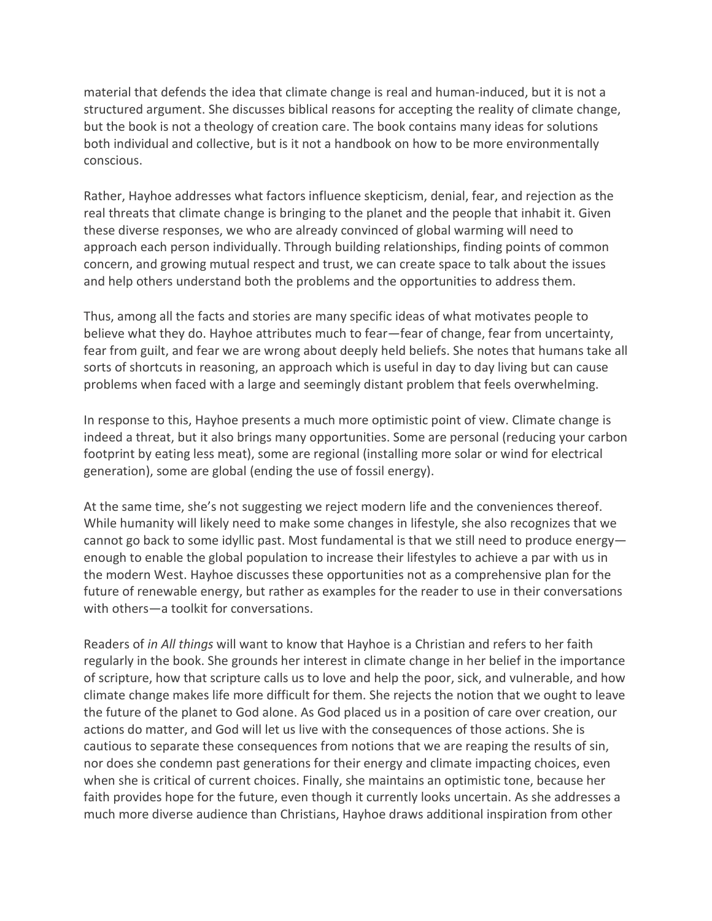material that defends the idea that climate change is real and human-induced, but it is not a structured argument. She discusses biblical reasons for accepting the reality of climate change, but the book is not a theology of creation care. The book contains many ideas for solutions both individual and collective, but is it not a handbook on how to be more environmentally conscious.

Rather, Hayhoe addresses what factors influence skepticism, denial, fear, and rejection as the real threats that climate change is bringing to the planet and the people that inhabit it. Given these diverse responses, we who are already convinced of global warming will need to approach each person individually. Through building relationships, finding points of common concern, and growing mutual respect and trust, we can create space to talk about the issues and help others understand both the problems and the opportunities to address them.

Thus, among all the facts and stories are many specific ideas of what motivates people to believe what they do. Hayhoe attributes much to fear—fear of change, fear from uncertainty, fear from guilt, and fear we are wrong about deeply held beliefs. She notes that humans take all sorts of shortcuts in reasoning, an approach which is useful in day to day living but can cause problems when faced with a large and seemingly distant problem that feels overwhelming.

In response to this, Hayhoe presents a much more optimistic point of view. Climate change is indeed a threat, but it also brings many opportunities. Some are personal (reducing your carbon footprint by eating less meat), some are regional (installing more solar or wind for electrical generation), some are global (ending the use of fossil energy).

At the same time, she's not suggesting we reject modern life and the conveniences thereof. While humanity will likely need to make some changes in lifestyle, she also recognizes that we cannot go back to some idyllic past. Most fundamental is that we still need to produce energy—enough to enable the global population to increase their lifestyles to achieve a par with us in the modern West. Hayhoe discusses these opportunities not as a comprehensive plan for the future of renewable energy, but rather as examples for the reader to use in their conversations with others—a toolkit for conversations.

Readers of *in All things* will want to know that Hayhoe is a Christian and refers to her faith regularly in the book. She grounds her interest in climate change in her belief in the importance of scripture, how that scripture calls us to love and help the poor, sick, and vulnerable, and how climate change makes life more difficult for them. She rejects the notion that we ought to leave the future of the planet to God alone. As God placed us in a position of care over creation, our actions do matter, and God will let us live with the consequences of those actions. She is cautious to separate these consequences from notions that we are reaping the results of sin, nor does she condemn past generations for their energy and climate impacting choices, even when she is critical of current choices. Finally, she maintains an optimistic tone, because her faith provides hope for the future, even though it currently looks uncertain. As she addresses a much more diverse audience than Christians, Hayhoe draws additional inspiration from other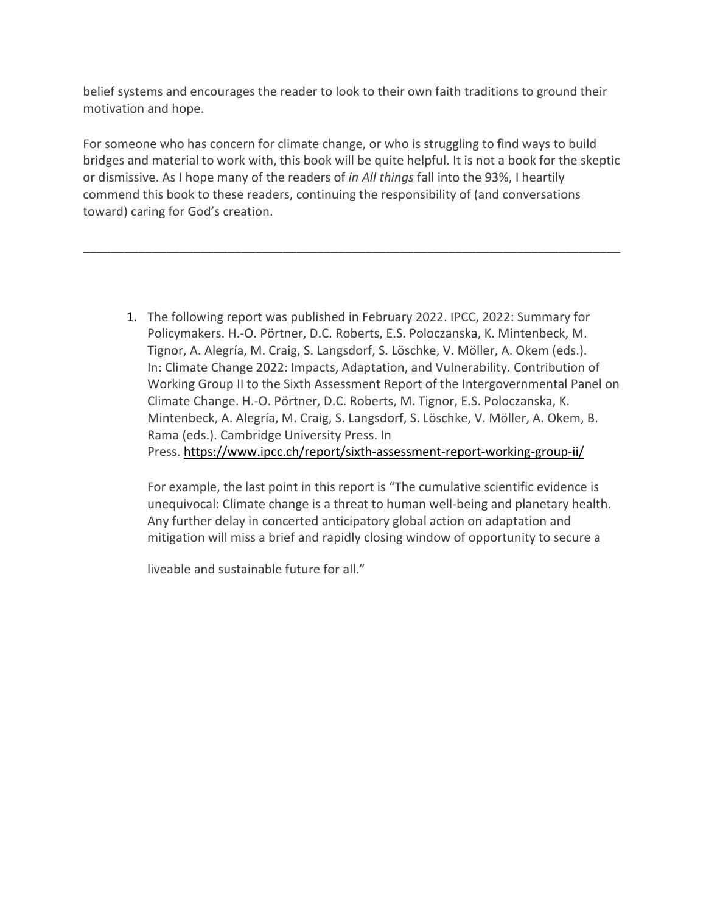belief systems and encourages the reader to look to their own faith traditions to ground their motivation and hope.

For someone who has concern for climate change, or who is struggling to find ways to build bridges and material to work with, this book will be quite helpful. It is not a book for the skeptic or dismissive. As I hope many of the readers of *in All things* fall into the 93%, I heartily commend this book to these readers, continuing the responsibility of (and conversations toward) caring for God's creation.

---

1. The following report was published in February 2022. IPCC, 2022: Summary for Policymakers. H.-O. Pörtner, D.C. Roberts, E.S. Poloczanska, K. Mintenbeck, M. Tignor, A. Alegría, M. Craig, S. Langsdorf, S. Löschke, V. Möller, A. Okem (eds.). In: Climate Change 2022: Impacts, Adaptation, and Vulnerability. Contribution of Working Group II to the Sixth Assessment Report of the Intergovernmental Panel on Climate Change. H.-O. Pörtner, D.C. Roberts, M. Tignor, E.S. Poloczanska, K. Mintenbeck, A. Alegría, M. Craig, S. Langsdorf, S. Löschke, V. Möller, A. Okem, B. Rama (eds.). Cambridge University Press. In Press. https://www.ipcc.ch/report/sixth-assessment-report-working-group-ii/

   For example, the last point in this report is "The cumulative scientific evidence is unequivocal: Climate change is a threat to human well-being and planetary health. Any further delay in concerted anticipatory global action on adaptation and mitigation will miss a brief and rapidly closing window of opportunity to secure a liveable and sustainable future for all."